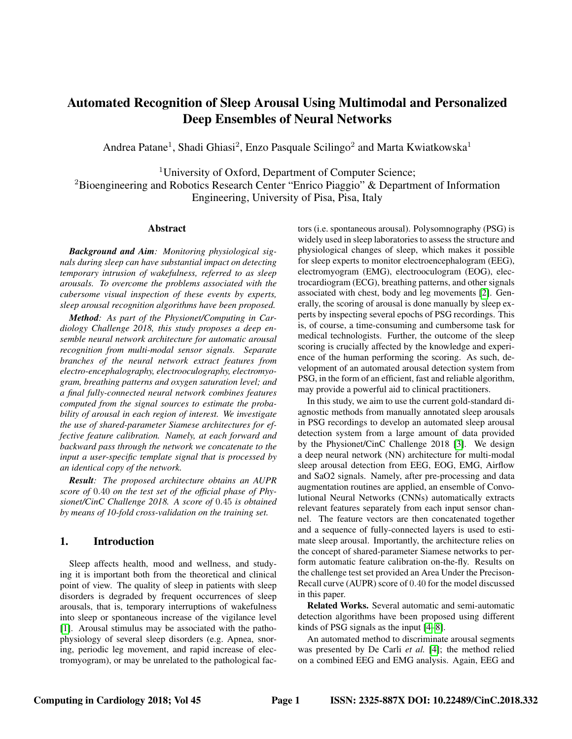# Automated Recognition of Sleep Arousal Using Multimodal and Personalized Deep Ensembles of Neural Networks

Andrea Patane[1], Shadi Ghiasi[2], Enzo Pasquale Scilingo[2] and Marta Kwiatkowska[1]

[1]University of Oxford, Department of Computer Science;
[2]Bioengineering and Robotics Research Center "Enrico Piaggio" & Department of Information Engineering, University of Pisa, Pisa, Italy

## Abstract

***Background and Aim**: Monitoring physiological signals during sleep can have substantial impact on detecting temporary intrusion of wakefulness, referred to as sleep arousals. To overcome the problems associated with the cubersome visual inspection of these events by experts, sleep arousal recognition algorithms have been proposed.*

***Method**: As part of the Physionet/Computing in Cardiology Challenge 2018, this study proposes a deep ensemble neural network architecture for automatic arousal recognition from multi-modal sensor signals. Separate branches of the neural network extract features from electro-encephalography, electrooculography, electromyogram, breathing patterns and oxygen saturation level; and a final fully-connected neural network combines features computed from the signal sources to estimate the probability of arousal in each region of interest. We investigate the use of shared-parameter Siamese architectures for effective feature calibration. Namely, at each forward and backward pass through the network we concatenate to the input a user-specific template signal that is processed by an identical copy of the network.*

***Result**: The proposed architecture obtains an AUPR score of 0.40 on the test set of the official phase of Physionet/CinC Challenge 2018. A score of 0.45 is obtained by means of 10-fold cross-validation on the training set.*

## 1. Introduction

Sleep affects health, mood and wellness, and studying it is important both from the theoretical and clinical point of view. The quality of sleep in patients with sleep disorders is degraded by frequent occurrences of sleep arousals, that is, temporary interruptions of wakefulness into sleep or spontaneous increase of the vigilance level [1]. Arousal stimulus may be associated with the pathophysiology of several sleep disorders (e.g. Apnea, snoring, periodic leg movement, and rapid increase of electromyogram), or may be unrelated to the pathological factors (i.e. spontaneous arousal). Polysomnography (PSG) is widely used in sleep laboratories to assess the structure and physiological changes of sleep, which makes it possible for sleep experts to monitor electroencephalogram (EEG), electromyogram (EMG), electrooculogram (EOG), electrocardiogram (ECG), breathing patterns, and other signals associated with chest, body and leg movements [2]. Generally, the scoring of arousal is done manually by sleep experts by inspecting several epochs of PSG recordings. This is, of course, a time-consuming and cumbersome task for medical technologists. Further, the outcome of the sleep scoring is crucially affected by the knowledge and experience of the human performing the scoring. As such, development of an automated arousal detection system from PSG, in the form of an efficient, fast and reliable algorithm, may provide a powerful aid to clinical practitioners.

In this study, we aim to use the current gold-standard diagnostic methods from manually annotated sleep arousals in PSG recordings to develop an automated sleep arousal detection system from a large amount of data provided by the Physionet/CinC Challenge 2018 [3]. We design a deep neural network (NN) architecture for multi-modal sleep arousal detection from EEG, EOG, EMG, Airflow and SaO2 signals. Namely, after pre-processing and data augmentation routines are applied, an ensemble of Convolutional Neural Networks (CNNs) automatically extracts relevant features separately from each input sensor channel. The feature vectors are then concatenated together and a sequence of fully-connected layers is used to estimate sleep arousal. Importantly, the architecture relies on the concept of shared-parameter Siamese networks to perform automatic feature calibration on-the-fly. Results on the challenge test set provided an Area Under the Precison-Recall curve (AUPR) score of 0.40 for the model discussed in this paper.

**Related Works.** Several automatic and semi-automatic detection algorithms have been proposed using different kinds of PSG signals as the input [4–8].

An automated method to discriminate arousal segments was presented by De Carli *et al.* [4]; the method relied on a combined EEG and EMG analysis. Again, EEG and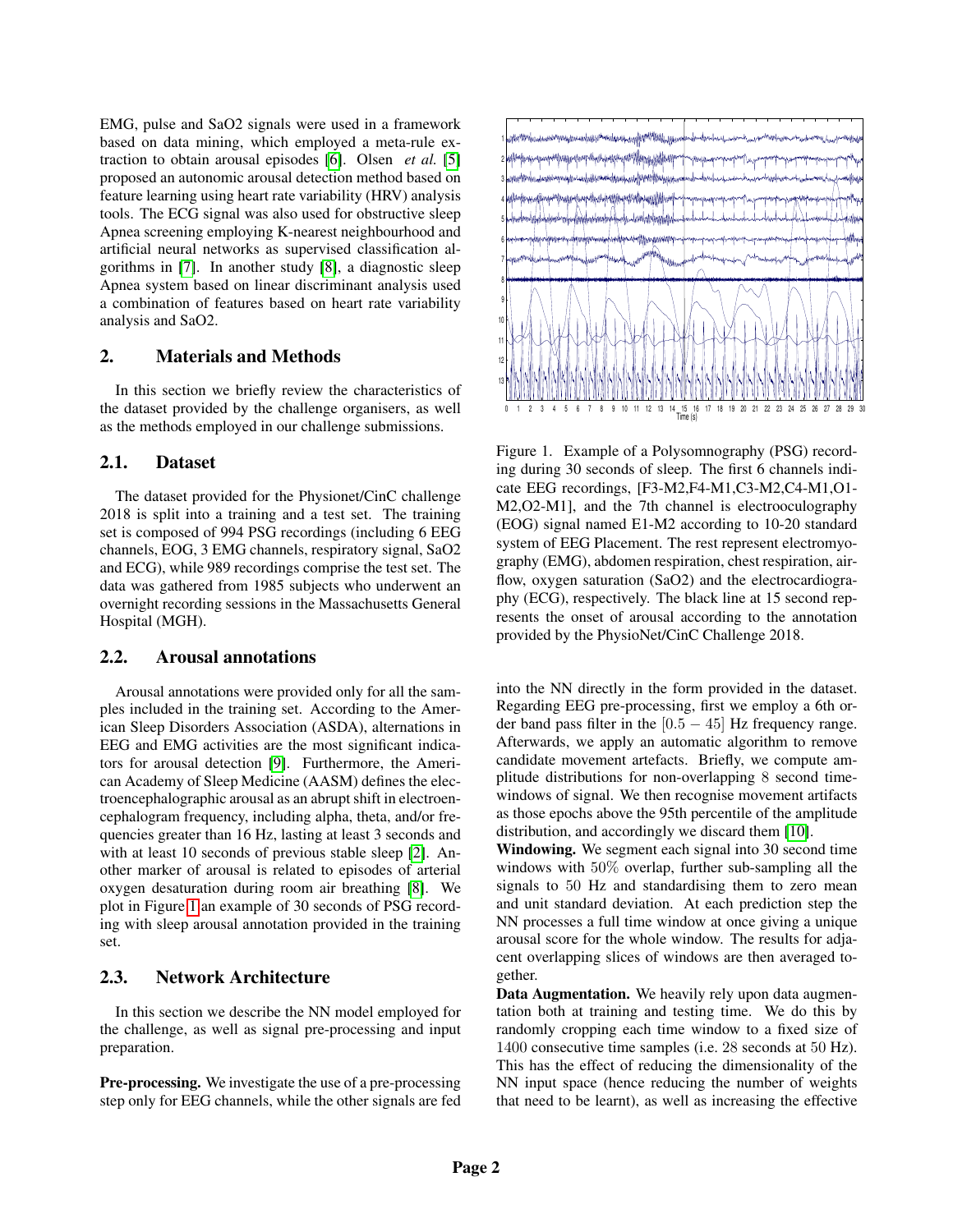EMG, pulse and SaO2 signals were used in a framework based on data mining, which employed a meta-rule extraction to obtain arousal episodes [6]. Olsen *et al.* [5] proposed an autonomic arousal detection method based on feature learning using heart rate variability (HRV) analysis tools. The ECG signal was also used for obstructive sleep Apnea screening employing K-nearest neighbourhood and artificial neural networks as supervised classification algorithms in [7]. In another study [8], a diagnostic sleep Apnea system based on linear discriminant analysis used a combination of features based on heart rate variability analysis and SaO2.

## 2. Materials and Methods

In this section we briefly review the characteristics of the dataset provided by the challenge organisers, as well as the methods employed in our challenge submissions.

### 2.1. Dataset

The dataset provided for the Physionet/CinC challenge 2018 is split into a training and a test set. The training set is composed of 994 PSG recordings (including 6 EEG channels, EOG, 3 EMG channels, respiratory signal, SaO2 and ECG), while 989 recordings comprise the test set. The data was gathered from 1985 subjects who underwent an overnight recording sessions in the Massachusetts General Hospital (MGH).

### 2.2. Arousal annotations

Arousal annotations were provided only for all the samples included in the training set. According to the American Sleep Disorders Association (ASDA), alternations in EEG and EMG activities are the most significant indicators for arousal detection [9]. Furthermore, the American Academy of Sleep Medicine (AASM) defines the electroencephalographic arousal as an abrupt shift in electroencephalogram frequency, including alpha, theta, and/or frequencies greater than 16 Hz, lasting at least 3 seconds and with at least 10 seconds of previous stable sleep [2]. Another marker of arousal is related to episodes of arterial oxygen desaturation during room air breathing [8]. We plot in Figure 1 an example of 30 seconds of PSG recording with sleep arousal annotation provided in the training set.

Figure 1. Example of a Polysomnography (PSG) recording during 30 seconds of sleep. The first 6 channels indicate EEG recordings, [F3-M2,F4-M1,C3-M2,C4-M1,O1-M2,O2-M1], and the 7th channel is electrooculography (EOG) signal named E1-M2 according to 10-20 standard system of EEG Placement. The rest represent electromyography (EMG), abdomen respiration, chest respiration, airflow, oxygen saturation (SaO2) and the electrocardiography (ECG), respectively. The black line at 15 second represents the onset of arousal according to the annotation provided by the PhysioNet/CinC Challenge 2018.

### 2.3. Network Architecture

In this section we describe the NN model employed for the challenge, as well as signal pre-processing and input preparation.

**Pre-processing.** We investigate the use of a pre-processing step only for EEG channels, while the other signals are fed into the NN directly in the form provided in the dataset. Regarding EEG pre-processing, first we employ a 6th order band pass filter in the $[0.5 - 45]$ Hz frequency range. Afterwards, we apply an automatic algorithm to remove candidate movement artefacts. Briefly, we compute amplitude distributions for non-overlapping $8$ second time-windows of signal. We then recognise movement artifacts as those epochs above the 95th percentile of the amplitude distribution, and accordingly we discard them [10].

**Windowing.** We segment each signal into 30 second time windows with $50\%$ overlap, further sub-sampling all the signals to 50 Hz and standardising them to zero mean and unit standard deviation. At each prediction step the NN processes a full time window at once giving a unique arousal score for the whole window. The results for adjacent overlapping slices of windows are then averaged together.

**Data Augmentation.** We heavily rely upon data augmentation both at training and testing time. We do this by randomly cropping each time window to a fixed size of $1400$ consecutive time samples (i.e. 28 seconds at $50$ Hz). This has the effect of reducing the dimensionality of the NN input space (hence reducing the number of weights that need to be learnt), as well as increasing the effective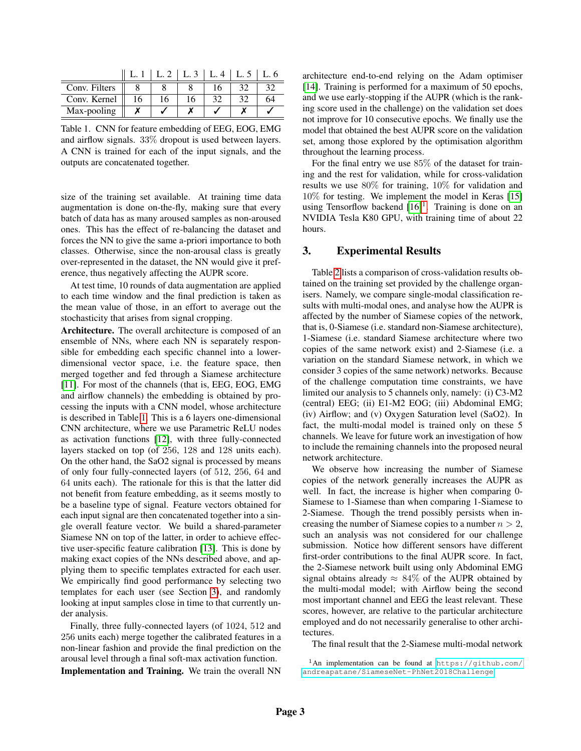| | L. 1 | L. 2 | L. 3 | L. 4 | L. 5 | L. 6 |
|---|---|---|---|---|---|---|
| Conv. Filters | 8 | 8 | 8 | 16 | 32 | 32 |
| Conv. Kernel | 16 | 16 | 16 | 32 | 32 | 64 |
| Max-pooling | ✗ | ✓ | ✗ | ✓ | ✗ | ✓ |

Table 1. CNN for feature embedding of EEG, EOG, EMG and airflow signals. 33% dropout is used between layers. A CNN is trained for each of the input signals, and the outputs are concatenated together.

size of the training set available. At training time data augmentation is done on-the-fly, making sure that every batch of data has as many aroused samples as non-aroused ones. This has the effect of re-balancing the dataset and forces the NN to give the same a-priori importance to both classes. Otherwise, since the non-arousal class is greatly over-represented in the dataset, the NN would give it preference, thus negatively affecting the AUPR score.

At test time, 10 rounds of data augmentation are applied to each time window and the final prediction is taken as the mean value of those, in an effort to average out the stochasticity that arises from signal cropping.

**Architecture.** The overall architecture is composed of an ensemble of NNs, where each NN is separately responsible for embedding each specific channel into a lower-dimensional vector space, i.e. the feature space, then merged together and fed through a Siamese architecture [11]. For most of the channels (that is, EEG, EOG, EMG and airflow channels) the embedding is obtained by processing the inputs with a CNN model, whose architecture is described in Table 1. This is a 6 layers one-dimensional CNN architecture, where we use Parametric ReLU nodes as activation functions [12], with three fully-connected layers stacked on top (of 256, 128 and 128 units each). On the other hand, the SaO2 signal is processed by means of only four fully-connected layers (of 512, 256, 64 and 64 units each). The rationale for this is that the latter did not benefit from feature embedding, as it seems mostly to be a baseline type of signal. Feature vectors obtained for each input signal are then concatenated together into a single overall feature vector. We build a shared-parameter Siamese NN on top of the latter, in order to achieve effective user-specific feature calibration [13]. This is done by making exact copies of the NNs described above, and applying them to specific templates extracted for each user. We empirically find good performance by selecting two templates for each user (see Section 3), and randomly looking at input samples close in time to that currently under analysis.

Finally, three fully-connected layers (of 1024, 512 and 256 units each) merge together the calibrated features in a non-linear fashion and provide the final prediction on the arousal level through a final soft-max activation function.

**Implementation and Training.** We train the overall NN architecture end-to-end relying on the Adam optimiser [14]. Training is performed for a maximum of 50 epochs, and we use early-stopping if the AUPR (which is the ranking score used in the challenge) on the validation set does not improve for 10 consecutive epochs. We finally use the model that obtained the best AUPR score on the validation set, among those explored by the optimisation algorithm throughout the learning process.

For the final entry we use 85% of the dataset for training and the rest for validation, while for cross-validation results we use 80% for training, 10% for validation and 10% for testing. We implement the model in Keras [15] using Tensorflow backend [16][1]. Training is done on an NVIDIA Tesla K80 GPU, with training time of about 22 hours.

## 3. Experimental Results

Table 2 lists a comparison of cross-validation results obtained on the training set provided by the challenge organisers. Namely, we compare single-modal classification results with multi-modal ones, and analyse how the AUPR is affected by the number of Siamese copies of the network, that is, 0-Siamese (i.e. standard non-Siamese architecture), 1-Siamese (i.e. standard Siamese architecture where two copies of the same network exist) and 2-Siamese (i.e. a variation on the standard Siamese network, in which we consider 3 copies of the same network) networks. Because of the challenge computation time constraints, we have limited our analysis to 5 channels only, namely: (i) C3-M2 (central) EEG; (ii) E1-M2 EOG; (iii) Abdominal EMG; (iv) Airflow; and (v) Oxygen Saturation level (SaO2). In fact, the multi-modal model is trained only on these 5 channels. We leave for future work an investigation of how to include the remaining channels into the proposed neural network architecture.

We observe how increasing the number of Siamese copies of the network generally increases the AUPR as well. In fact, the increase is higher when comparing 0-Siamese to 1-Siamese than when comparing 1-Siamese to 2-Siamese. Though the trend possibly persists when increasing the number of Siamese copies to a number $n > 2$, such an analysis was not considered for our challenge submission. Notice how different sensors have different first-order contributions to the final AUPR score. In fact, the 2-Siamese network built using only Abdominal EMG signal obtains already $\approx 84\%$ of the AUPR obtained by the multi-modal model; with Airflow being the second most important channel and EEG the least relevant. These scores, however, are relative to the particular architecture employed and do not necessarily generalise to other architectures.

The final result that the 2-Siamese multi-modal network

[1] An implementation can be found at https://github.com/andreapatane/SiameseNet-PhNet2018Challenge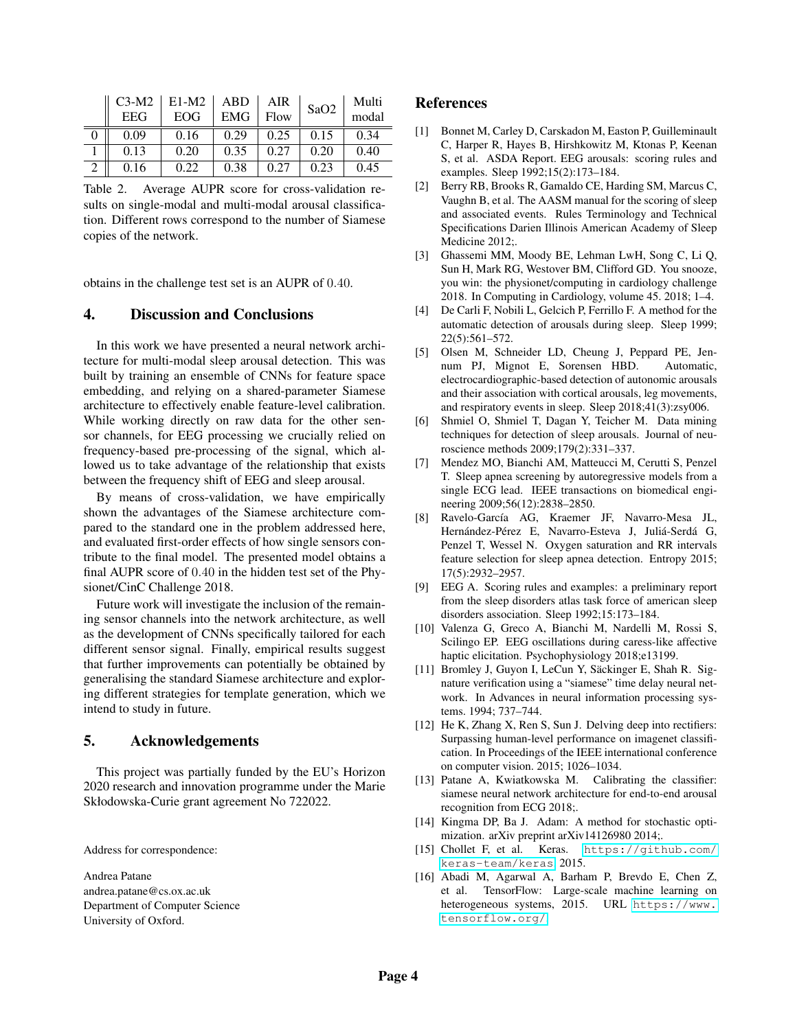| | C3-M2 EEG | E1-M2 EOG | ABD EMG | AIR Flow | SaO2 | Multi modal |
|---|---|---|---|---|---|---|
| 0 | 0.09 | 0.16 | 0.29 | 0.25 | 0.15 | 0.34 |
| 1 | 0.13 | 0.20 | 0.35 | 0.27 | 0.20 | 0.40 |
| 2 | 0.16 | 0.22 | 0.38 | 0.27 | 0.23 | 0.45 |

Table 2. Average AUPR score for cross-validation results on single-modal and multi-modal arousal classification. Different rows correspond to the number of Siamese copies of the network.

obtains in the challenge test set is an AUPR of $0.40$.

## 4. Discussion and Conclusions

In this work we have presented a neural network architecture for multi-modal sleep arousal detection. This was built by training an ensemble of CNNs for feature space embedding, and relying on a shared-parameter Siamese architecture to effectively enable feature-level calibration. While working directly on raw data for the other sensor channels, for EEG processing we crucially relied on frequency-based pre-processing of the signal, which allowed us to take advantage of the relationship that exists between the frequency shift of EEG and sleep arousal.

By means of cross-validation, we have empirically shown the advantages of the Siamese architecture compared to the standard one in the problem addressed here, and evaluated first-order effects of how single sensors contribute to the final model. The presented model obtains a final AUPR score of $0.40$ in the hidden test set of the Physionet/CinC Challenge 2018.

Future work will investigate the inclusion of the remaining sensor channels into the network architecture, as well as the development of CNNs specifically tailored for each different sensor signal. Finally, empirical results suggest that further improvements can potentially be obtained by generalising the standard Siamese architecture and exploring different strategies for template generation, which we intend to study in future.

## 5. Acknowledgements

This project was partially funded by the EU's Horizon 2020 research and innovation programme under the Marie Skłodowska-Curie grant agreement No 722022.

Address for correspondence:

Andrea Patane
andrea.patane@cs.ox.ac.uk
Department of Computer Science
University of Oxford.

## References

[1] Bonnet M, Carley D, Carskadon M, Easton P, Guilleminault C, Harper R, Hayes B, Hirshkowitz M, Ktonas P, Keenan S, et al. ASDA Report. EEG arousals: scoring rules and examples. Sleep 1992;15(2):173–184.

[2] Berry RB, Brooks R, Gamaldo CE, Harding SM, Marcus C, Vaughn B, et al. The AASM manual for the scoring of sleep and associated events. Rules Terminology and Technical Specifications Darien Illinois American Academy of Sleep Medicine 2012;.

[3] Ghassemi MM, Moody BE, Lehman LwH, Song C, Li Q, Sun H, Mark RG, Westover BM, Clifford GD. You snooze, you win: the physionet/computing in cardiology challenge 2018. In Computing in Cardiology, volume 45. 2018; 1–4.

[4] De Carli F, Nobili L, Gelcich P, Ferrillo F. A method for the automatic detection of arousals during sleep. Sleep 1999; 22(5):561–572.

[5] Olsen M, Schneider LD, Cheung J, Peppard PE, Jennum PJ, Mignot E, Sorensen HBD. Automatic, electrocardiographic-based detection of autonomic arousals and their association with cortical arousals, leg movements, and respiratory events in sleep. Sleep 2018;41(3):zsy006.

[6] Shmiel O, Shmiel T, Dagan Y, Teicher M. Data mining techniques for detection of sleep arousals. Journal of neuroscience methods 2009;179(2):331–337.

[7] Mendez MO, Bianchi AM, Matteucci M, Cerutti S, Penzel T. Sleep apnea screening by autoregressive models from a single ECG lead. IEEE transactions on biomedical engineering 2009;56(12):2838–2850.

[8] Ravelo-García AG, Kraemer JF, Navarro-Mesa JL, Hernández-Pérez E, Navarro-Esteva J, Juliá-Serdá G, Penzel T, Wessel N. Oxygen saturation and RR intervals feature selection for sleep apnea detection. Entropy 2015; 17(5):2932–2957.

[9] EEG A. Scoring rules and examples: a preliminary report from the sleep disorders atlas task force of american sleep disorders association. Sleep 1992;15:173–184.

[10] Valenza G, Greco A, Bianchi M, Nardelli M, Rossi S, Scilingo EP. EEG oscillations during caress-like affective haptic elicitation. Psychophysiology 2018;e13199.

[11] Bromley J, Guyon I, LeCun Y, Säckinger E, Shah R. Signature verification using a "siamese" time delay neural network. In Advances in neural information processing systems. 1994; 737–744.

[12] He K, Zhang X, Ren S, Sun J. Delving deep into rectifiers: Surpassing human-level performance on imagenet classification. In Proceedings of the IEEE international conference on computer vision. 2015; 1026–1034.

[13] Patane A, Kwiatkowska M. Calibrating the classifier: siamese neural network architecture for end-to-end arousal recognition from ECG 2018;.

[14] Kingma DP, Ba J. Adam: A method for stochastic optimization. arXiv preprint arXiv14126980 2014;.

[15] Chollet F, et al. Keras. https://github.com/keras-team/keras 2015.

[16] Abadi M, Agarwal A, Barham P, Brevdo E, Chen Z, et al. TensorFlow: Large-scale machine learning on heterogeneous systems, 2015. URL https://www.tensorflow.org/.